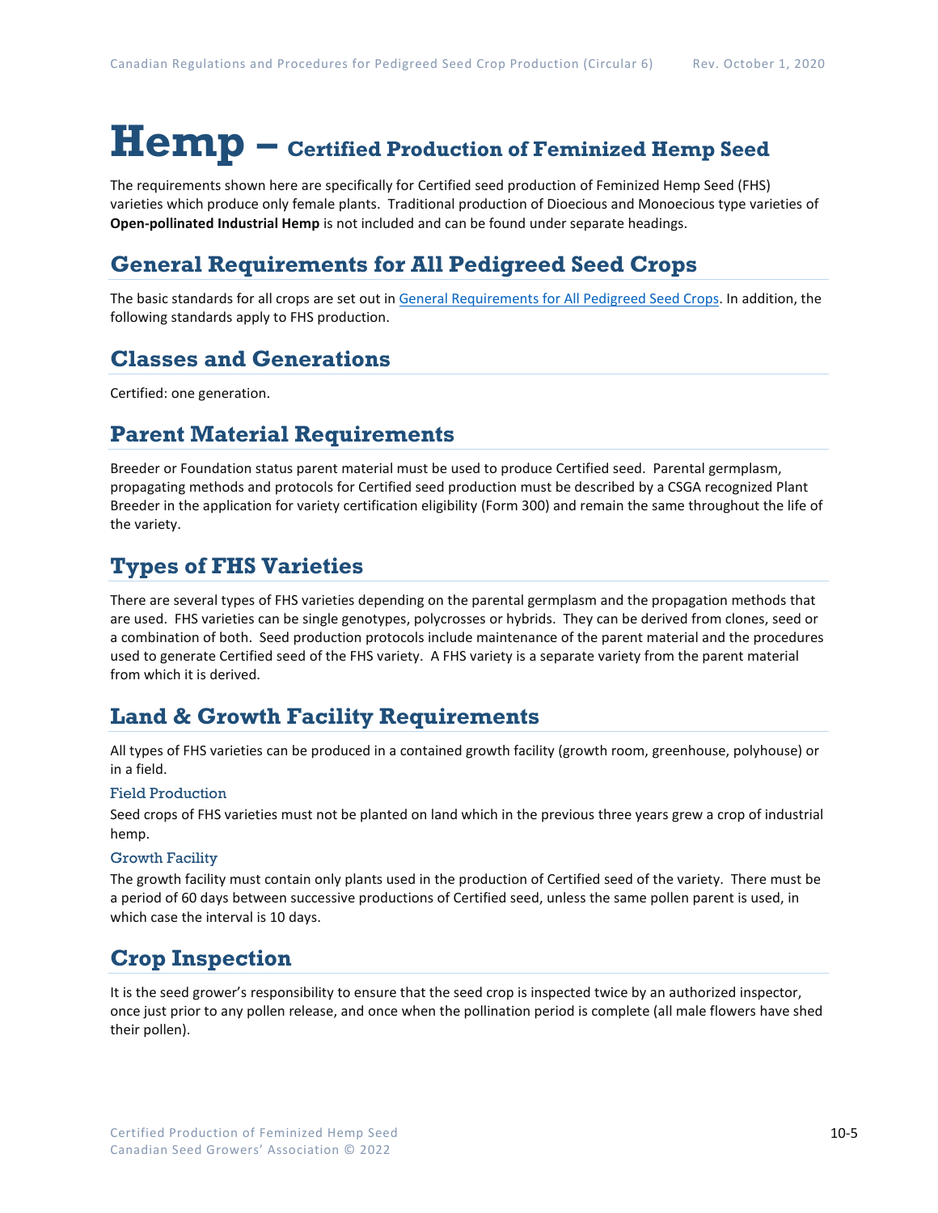# Hemp – Certified Production of Feminized Hemp Seed

The requirements shown here are specifically for Certified seed production of Feminized Hemp Seed (FHS) varieties which produce only female plants. Traditional production of Dioecious and Monoecious type varieties of **Open-pollinated Industrial Hemp** is not included and can be found under separate headings.

## General Requirements for All Pedigreed Seed Crops

The basic standards for all crops are set out in [General Requirements for All Pedigreed Seed Crops](). In addition, the following standards apply to FHS production.

## Classes and Generations

Certified: one generation.

## Parent Material Requirements

Breeder or Foundation status parent material must be used to produce Certified seed. Parental germplasm, propagating methods and protocols for Certified seed production must be described by a CSGA recognized Plant Breeder in the application for variety certification eligibility (Form 300) and remain the same throughout the life of the variety.

## Types of FHS Varieties

There are several types of FHS varieties depending on the parental germplasm and the propagation methods that are used. FHS varieties can be single genotypes, polycrosses or hybrids. They can be derived from clones, seed or a combination of both. Seed production protocols include maintenance of the parent material and the procedures used to generate Certified seed of the FHS variety. A FHS variety is a separate variety from the parent material from which it is derived.

## Land & Growth Facility Requirements

All types of FHS varieties can be produced in a contained growth facility (growth room, greenhouse, polyhouse) or in a field.

### Field Production

Seed crops of FHS varieties must not be planted on land which in the previous three years grew a crop of industrial hemp.

### Growth Facility

The growth facility must contain only plants used in the production of Certified seed of the variety. There must be a period of 60 days between successive productions of Certified seed, unless the same pollen parent is used, in which case the interval is 10 days.

## Crop Inspection

It is the seed grower's responsibility to ensure that the seed crop is inspected twice by an authorized inspector, once just prior to any pollen release, and once when the pollination period is complete (all male flowers have shed their pollen).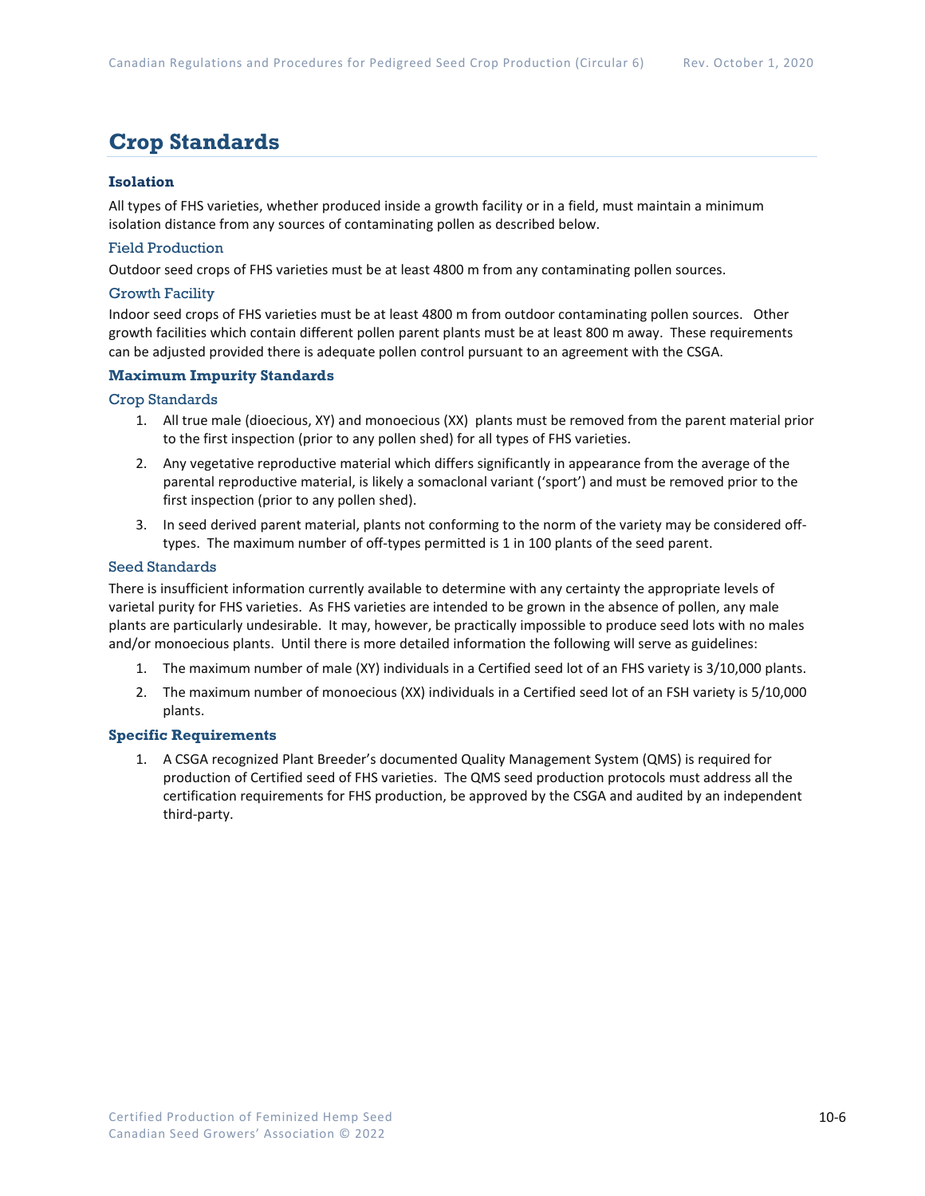# Crop Standards

## Isolation

All types of FHS varieties, whether produced inside a growth facility or in a field, must maintain a minimum isolation distance from any sources of contaminating pollen as described below.

### Field Production

Outdoor seed crops of FHS varieties must be at least 4800 m from any contaminating pollen sources.

### Growth Facility

Indoor seed crops of FHS varieties must be at least 4800 m from outdoor contaminating pollen sources. Other growth facilities which contain different pollen parent plants must be at least 800 m away. These requirements can be adjusted provided there is adequate pollen control pursuant to an agreement with the CSGA.

## Maximum Impurity Standards

### Crop Standards

1. All true male (dioecious, XY) and monoecious (XX) plants must be removed from the parent material prior to the first inspection (prior to any pollen shed) for all types of FHS varieties.
2. Any vegetative reproductive material which differs significantly in appearance from the average of the parental reproductive material, is likely a somaclonal variant ('sport') and must be removed prior to the first inspection (prior to any pollen shed).
3. In seed derived parent material, plants not conforming to the norm of the variety may be considered off-types. The maximum number of off-types permitted is 1 in 100 plants of the seed parent.

### Seed Standards

There is insufficient information currently available to determine with any certainty the appropriate levels of varietal purity for FHS varieties. As FHS varieties are intended to be grown in the absence of pollen, any male plants are particularly undesirable. It may, however, be practically impossible to produce seed lots with no males and/or monoecious plants. Until there is more detailed information the following will serve as guidelines:

1. The maximum number of male (XY) individuals in a Certified seed lot of an FHS variety is 3/10,000 plants.
2. The maximum number of monoecious (XX) individuals in a Certified seed lot of an FSH variety is 5/10,000 plants.

## Specific Requirements

1. A CSGA recognized Plant Breeder's documented Quality Management System (QMS) is required for production of Certified seed of FHS varieties. The QMS seed production protocols must address all the certification requirements for FHS production, be approved by the CSGA and audited by an independent third-party.